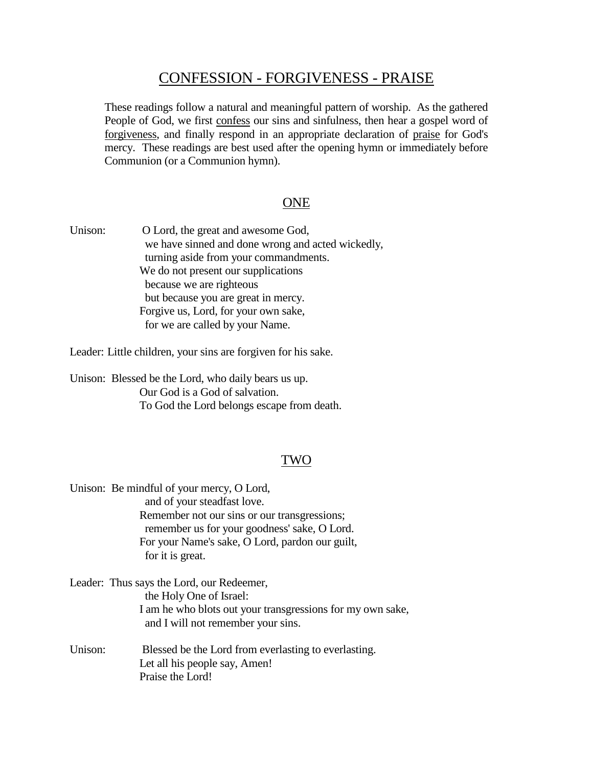# CONFESSION - FORGIVENESS - PRAISE

These readings follow a natural and meaningful pattern of worship. As the gathered People of God, we first confess our sins and sinfulness, then hear a gospel word of forgiveness, and finally respond in an appropriate declaration of praise for God's mercy. These readings are best used after the opening hymn or immediately before Communion (or a Communion hymn).

## ONE

Unison: O Lord, the great and awesome God,
  we have sinned and done wrong and acted wickedly,
  turning aside from your commandments.
We do not present our supplications
  because we are righteous
  but because you are great in mercy.
Forgive us, Lord, for your own sake,
  for we are called by your Name.

Leader: Little children, your sins are forgiven for his sake.

Unison: Blessed be the Lord, who daily bears us up.
Our God is a God of salvation.
To God the Lord belongs escape from death.

## TWO

Unison: Be mindful of your mercy, O Lord,
  and of your steadfast love.
Remember not our sins or our transgressions;
  remember us for your goodness' sake, O Lord.
For your Name's sake, O Lord, pardon our guilt,
  for it is great.

Leader: Thus says the Lord, our Redeemer,
  the Holy One of Israel:
I am he who blots out your transgressions for my own sake,
  and I will not remember your sins.

Unison: Blessed be the Lord from everlasting to everlasting.
Let all his people say, Amen!
Praise the Lord!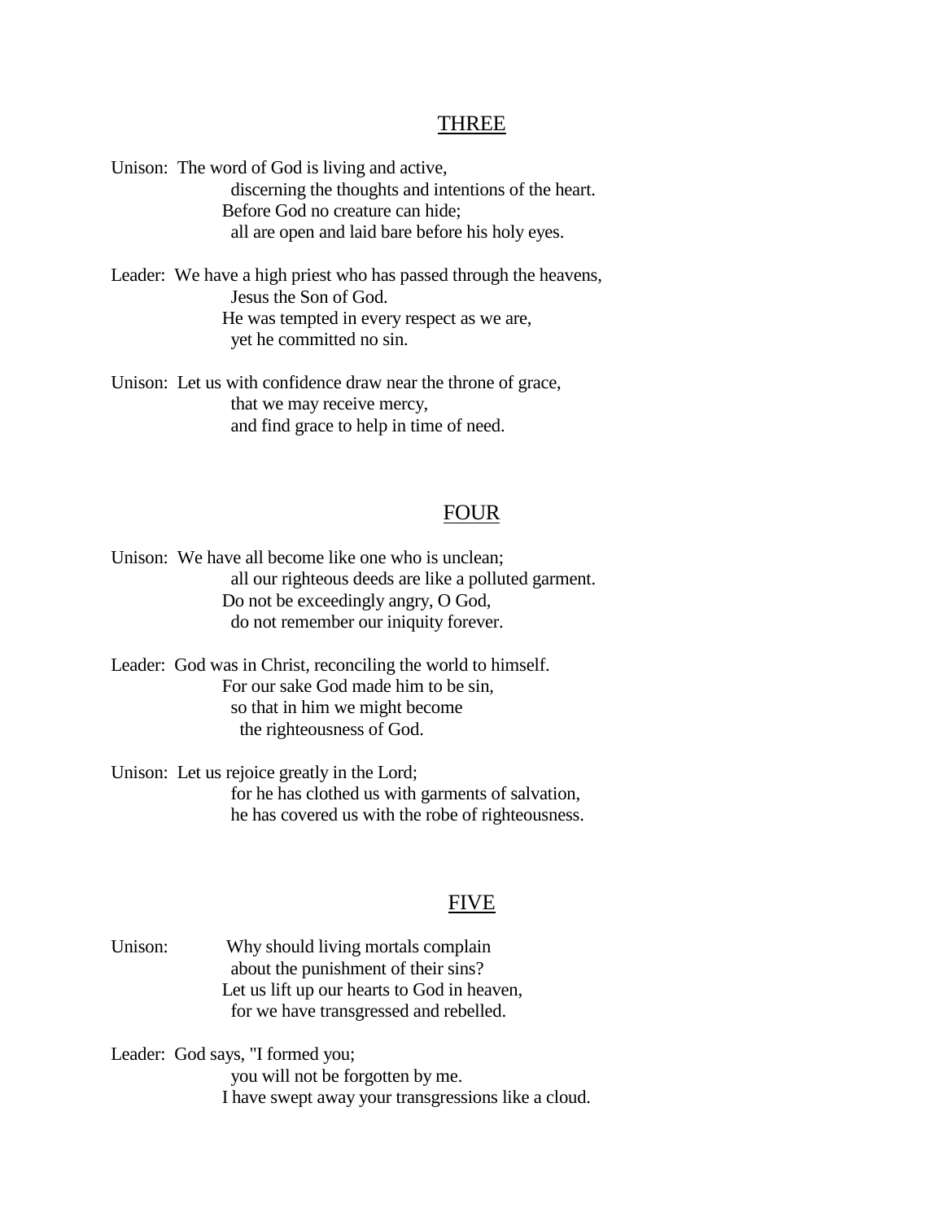## THREE

Unison: The word of God is living and active,
discerning the thoughts and intentions of the heart.
Before God no creature can hide;
all are open and laid bare before his holy eyes.

Leader: We have a high priest who has passed through the heavens,
Jesus the Son of God.
He was tempted in every respect as we are,
yet he committed no sin.

Unison: Let us with confidence draw near the throne of grace,
that we may receive mercy,
and find grace to help in time of need.

## FOUR

Unison: We have all become like one who is unclean;
all our righteous deeds are like a polluted garment.
Do not be exceedingly angry, O God,
do not remember our iniquity forever.

Leader: God was in Christ, reconciling the world to himself.
For our sake God made him to be sin,
so that in him we might become
the righteousness of God.

Unison: Let us rejoice greatly in the Lord;
for he has clothed us with garments of salvation,
he has covered us with the robe of righteousness.

## FIVE

Unison: Why should living mortals complain
about the punishment of their sins?
Let us lift up our hearts to God in heaven,
for we have transgressed and rebelled.

Leader: God says, "I formed you;
you will not be forgotten by me.
I have swept away your transgressions like a cloud.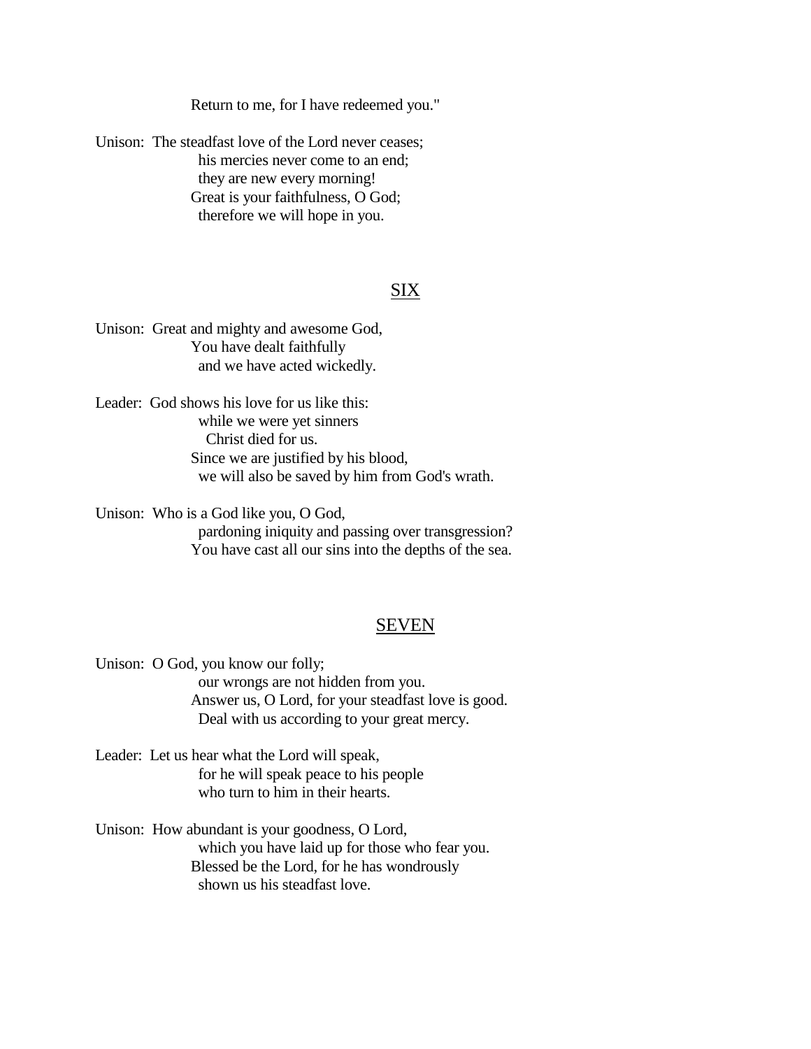Return to me, for I have redeemed you."

Unison: The steadfast love of the Lord never ceases;
his mercies never come to an end;
they are new every morning!
Great is your faithfulness, O God;
therefore we will hope in you.

## SIX

Unison: Great and mighty and awesome God,
You have dealt faithfully
and we have acted wickedly.

Leader: God shows his love for us like this:
while we were yet sinners
Christ died for us.
Since we are justified by his blood,
we will also be saved by him from God's wrath.

Unison: Who is a God like you, O God,
pardoning iniquity and passing over transgression?
You have cast all our sins into the depths of the sea.

## SEVEN

Unison: O God, you know our folly;
our wrongs are not hidden from you.
Answer us, O Lord, for your steadfast love is good.
Deal with us according to your great mercy.

Leader: Let us hear what the Lord will speak,
for he will speak peace to his people
who turn to him in their hearts.

Unison: How abundant is your goodness, O Lord,
which you have laid up for those who fear you.
Blessed be the Lord, for he has wondrously
shown us his steadfast love.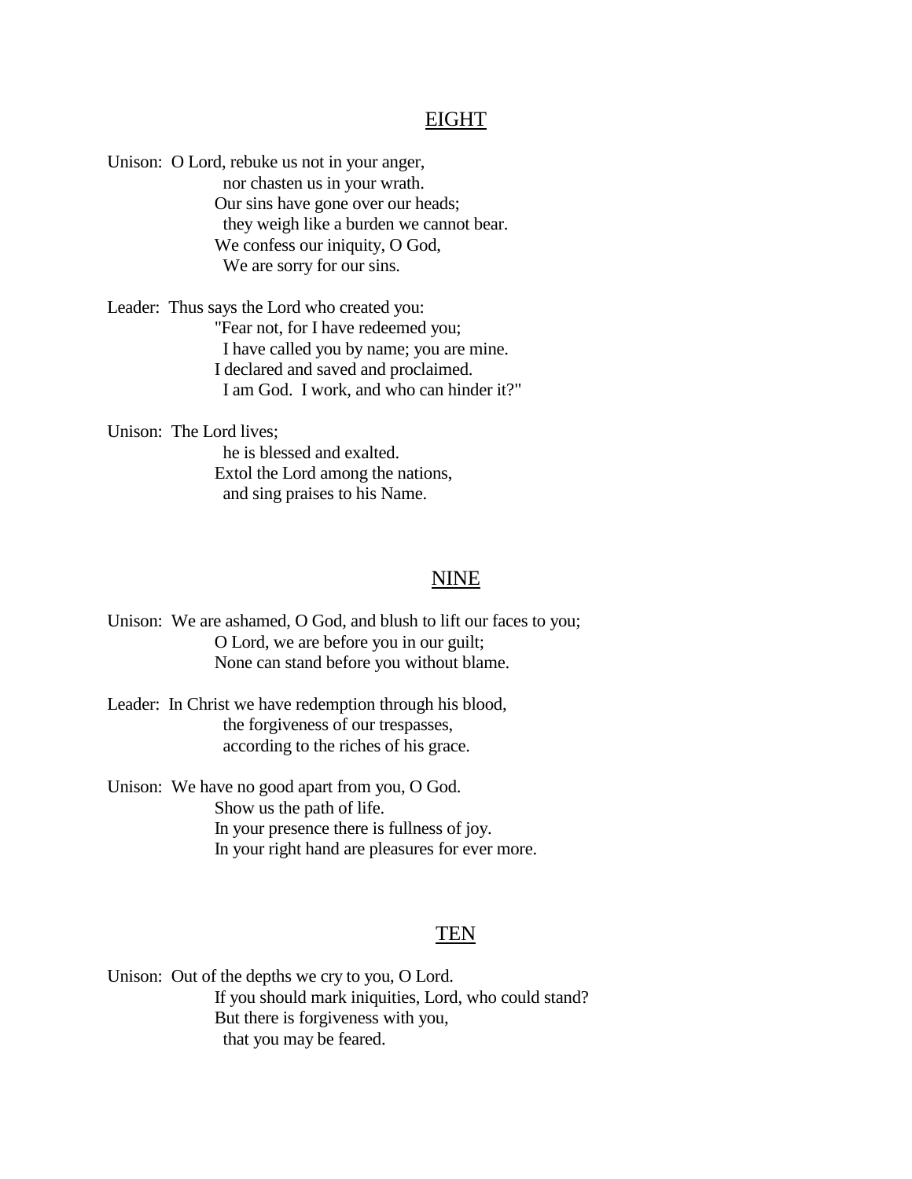## EIGHT

Unison: O Lord, rebuke us not in your anger,
  nor chasten us in your wrath.
Our sins have gone over our heads;
  they weigh like a burden we cannot bear.
We confess our iniquity, O God,
  We are sorry for our sins.

Leader: Thus says the Lord who created you:
"Fear not, for I have redeemed you;
  I have called you by name; you are mine.
I declared and saved and proclaimed.
  I am God. I work, and who can hinder it?"

Unison: The Lord lives;
  he is blessed and exalted.
Extol the Lord among the nations,
  and sing praises to his Name.

## NINE

Unison: We are ashamed, O God, and blush to lift our faces to you;
O Lord, we are before you in our guilt;
None can stand before you without blame.

Leader: In Christ we have redemption through his blood,
  the forgiveness of our trespasses,
  according to the riches of his grace.

Unison: We have no good apart from you, O God.
Show us the path of life.
In your presence there is fullness of joy.
In your right hand are pleasures for ever more.

## TEN

Unison: Out of the depths we cry to you, O Lord.
If you should mark iniquities, Lord, who could stand?
But there is forgiveness with you,
  that you may be feared.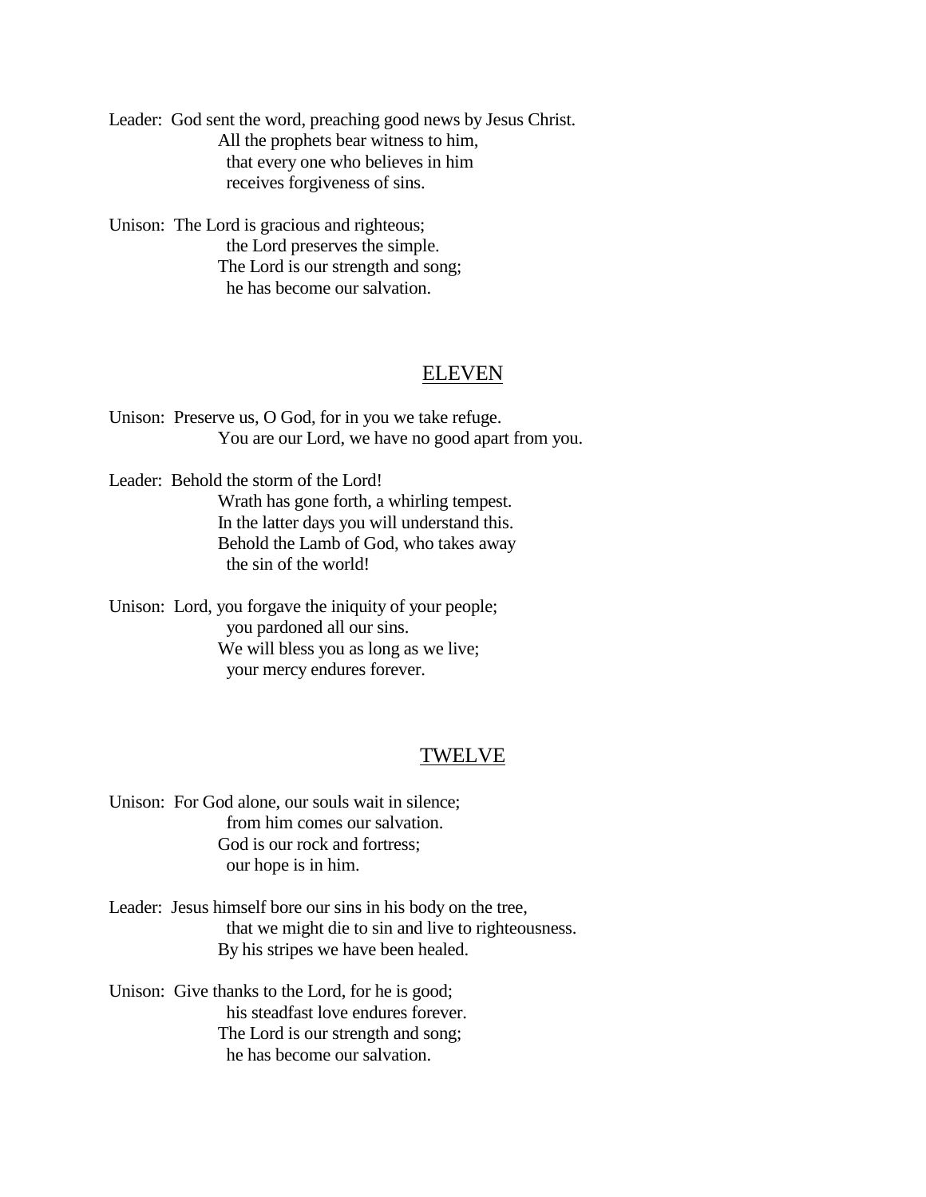Leader: God sent the word, preaching good news by Jesus Christ.
All the prophets bear witness to him,
that every one who believes in him
receives forgiveness of sins.

Unison: The Lord is gracious and righteous;
the Lord preserves the simple.
The Lord is our strength and song;
he has become our salvation.

## ELEVEN

Unison: Preserve us, O God, for in you we take refuge.
You are our Lord, we have no good apart from you.

Leader: Behold the storm of the Lord!
Wrath has gone forth, a whirling tempest.
In the latter days you will understand this.
Behold the Lamb of God, who takes away
the sin of the world!

Unison: Lord, you forgave the iniquity of your people;
you pardoned all our sins.
We will bless you as long as we live;
your mercy endures forever.

## TWELVE

Unison: For God alone, our souls wait in silence;
from him comes our salvation.
God is our rock and fortress;
our hope is in him.

Leader: Jesus himself bore our sins in his body on the tree,
that we might die to sin and live to righteousness.
By his stripes we have been healed.

Unison: Give thanks to the Lord, for he is good;
his steadfast love endures forever.
The Lord is our strength and song;
he has become our salvation.